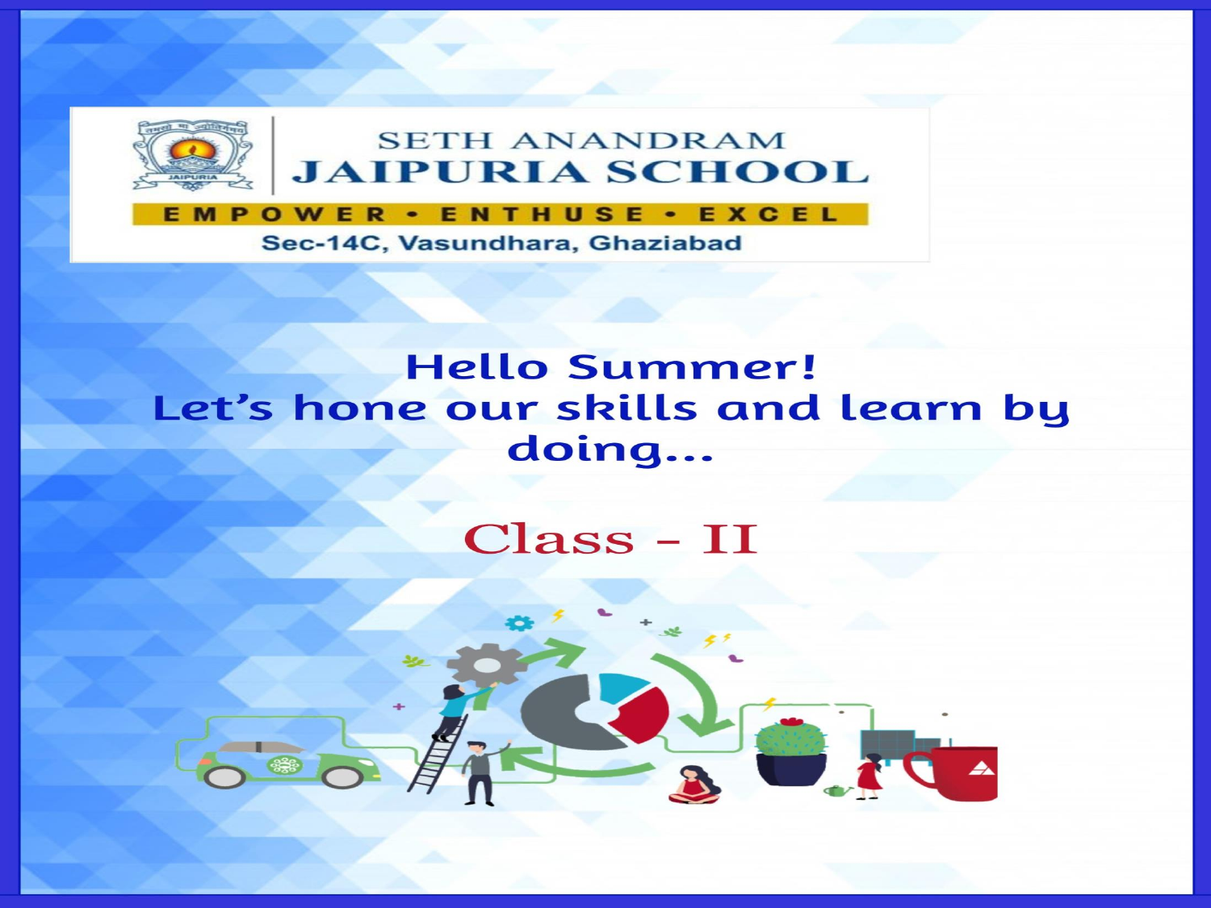# SETH ANANDRAM JAIPURIA SCHOOL

**EMPOWER • ENTHUSE • EXCEL**

Sec-14C, Vasundhara, Ghaziabad

## Hello Summer!
## Let's hone our skills and learn by doing...

# Class - II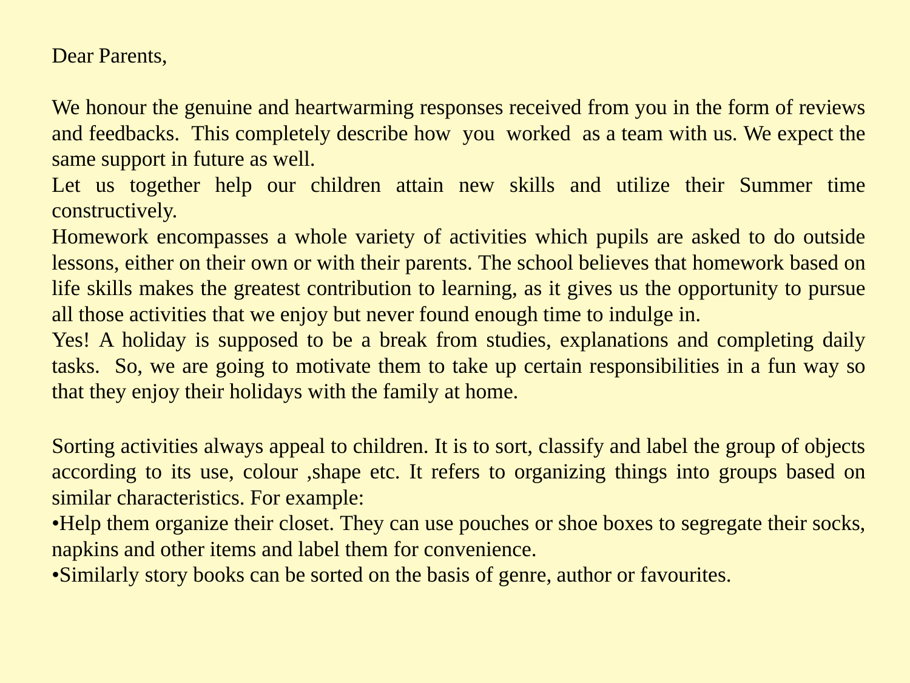Dear Parents,

We honour the genuine and heartwarming responses received from you in the form of reviews and feedbacks. This completely describe how you worked as a team with us. We expect the same support in future as well.

Let us together help our children attain new skills and utilize their Summer time constructively.

Homework encompasses a whole variety of activities which pupils are asked to do outside lessons, either on their own or with their parents. The school believes that homework based on life skills makes the greatest contribution to learning, as it gives us the opportunity to pursue all those activities that we enjoy but never found enough time to indulge in.

Yes! A holiday is supposed to be a break from studies, explanations and completing daily tasks. So, we are going to motivate them to take up certain responsibilities in a fun way so that they enjoy their holidays with the family at home.

Sorting activities always appeal to children. It is to sort, classify and label the group of objects according to its use, colour ,shape etc. It refers to organizing things into groups based on similar characteristics. For example:

- Help them organize their closet. They can use pouches or shoe boxes to segregate their socks, napkins and other items and label them for convenience.
- Similarly story books can be sorted on the basis of genre, author or favourites.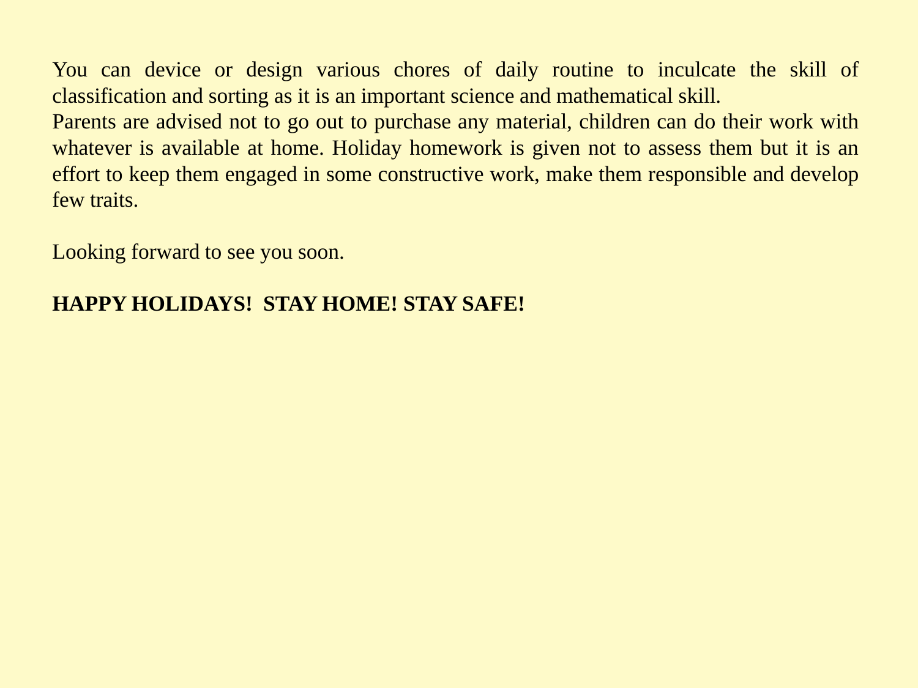You can device or design various chores of daily routine to inculcate the skill of classification and sorting as it is an important science and mathematical skill.
Parents are advised not to go out to purchase any material, children can do their work with whatever is available at home. Holiday homework is given not to assess them but it is an effort to keep them engaged in some constructive work, make them responsible and develop few traits.

Looking forward to see you soon.

**HAPPY HOLIDAYS! STAY HOME! STAY SAFE!**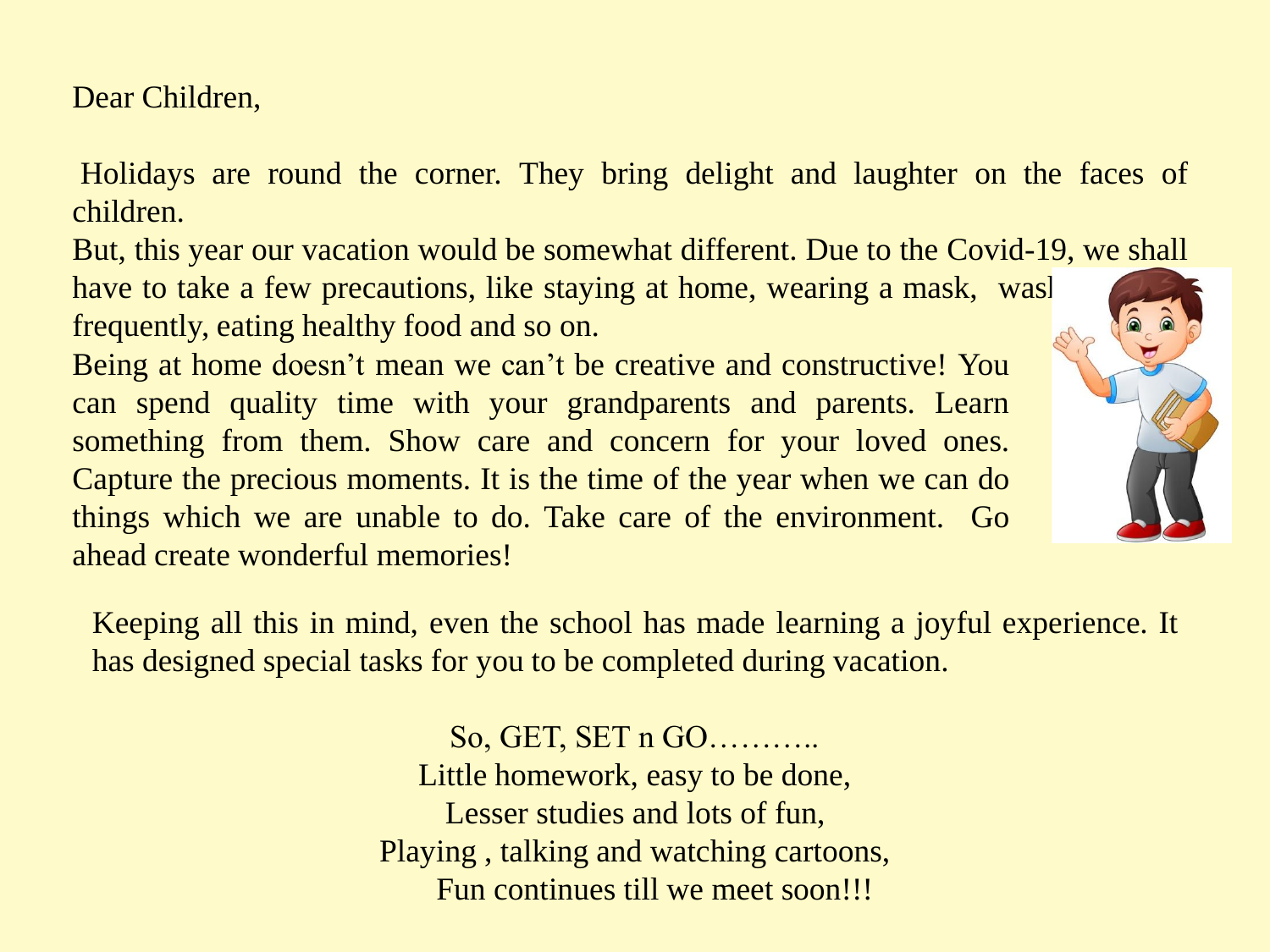Dear Children,

Holidays are round the corner. They bring delight and laughter on the faces of children.

But, this year our vacation would be somewhat different. Due to the Covid-19, we shall have to take a few precautions, like staying at home, wearing a mask, wasl frequently, eating healthy food and so on.

Being at home doesn't mean we can't be creative and constructive! You can spend quality time with your grandparents and parents. Learn something from them. Show care and concern for your loved ones. Capture the precious moments. It is the time of the year when we can do things which we are unable to do. Take care of the environment. Go ahead create wonderful memories!

Keeping all this in mind, even the school has made learning a joyful experience. It has designed special tasks for you to be completed during vacation.

So, GET, SET n GO………..
Little homework, easy to be done,
Lesser studies and lots of fun,
Playing , talking and watching cartoons,
Fun continues till we meet soon!!!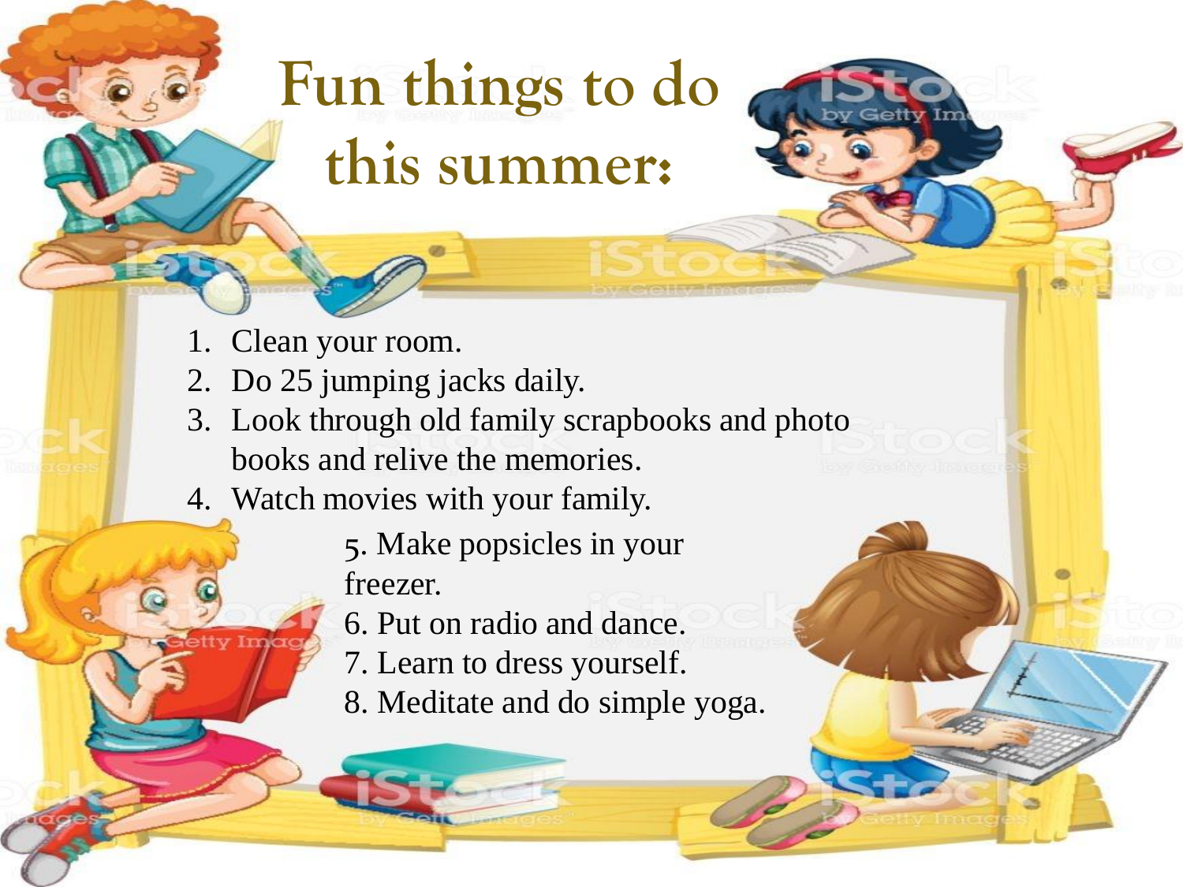# Fun things to do this summer:

1. Clean your room.
2. Do 25 jumping jacks daily.
3. Look through old family scrapbooks and photo books and relive the memories.
4. Watch movies with your family.
5. Make popsicles in your freezer.
6. Put on radio and dance.
7. Learn to dress yourself.
8. Meditate and do simple yoga.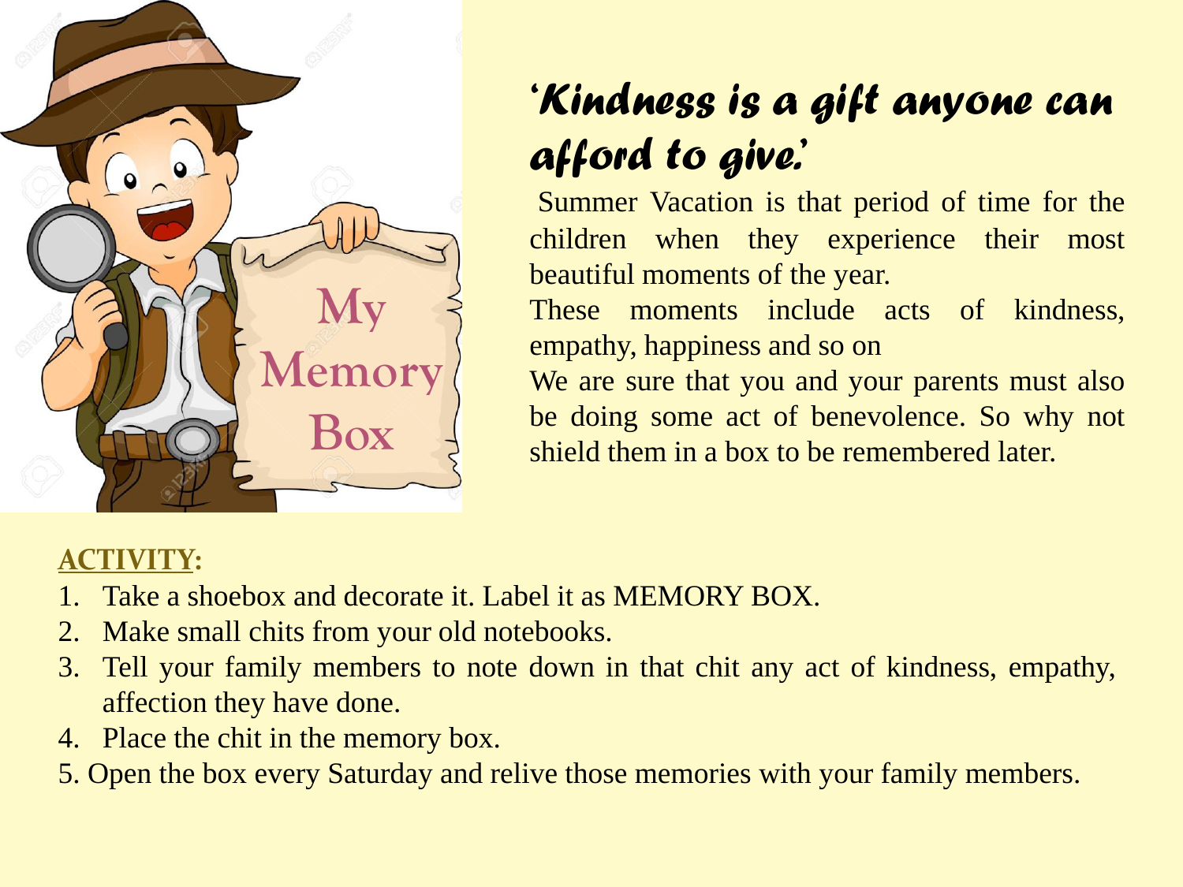## *'Kindness is a gift anyone can afford to give.'*

Summer Vacation is that period of time for the children when they experience their most beautiful moments of the year.

These moments include acts of kindness, empathy, happiness and so on

We are sure that you and your parents must also be doing some act of benevolence. So why not shield them in a box to be remembered later.

**ACTIVITY:**

1. Take a shoebox and decorate it. Label it as MEMORY BOX.
2. Make small chits from your old notebooks.
3. Tell your family members to note down in that chit any act of kindness, empathy, affection they have done.
4. Place the chit in the memory box.
5. Open the box every Saturday and relive those memories with your family members.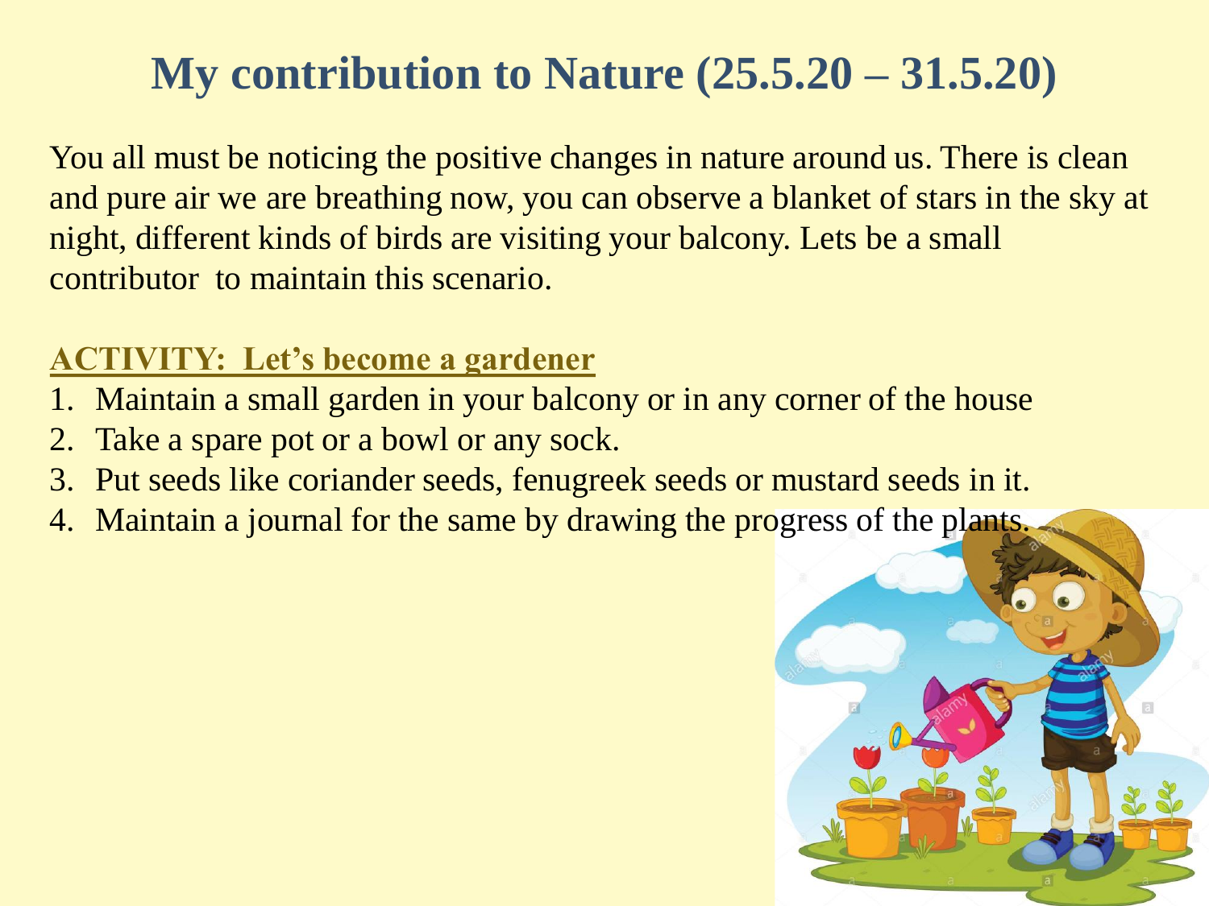# My contribution to Nature (25.5.20 – 31.5.20)

You all must be noticing the positive changes in nature around us. There is clean and pure air we are breathing now, you can observe a blanket of stars in the sky at night, different kinds of birds are visiting your balcony. Lets be a small contributor to maintain this scenario.

**ACTIVITY: Let's become a gardener**

1. Maintain a small garden in your balcony or in any corner of the house
2. Take a spare pot or a bowl or any sock.
3. Put seeds like coriander seeds, fenugreek seeds or mustard seeds in it.
4. Maintain a journal for the same by drawing the progress of the plants.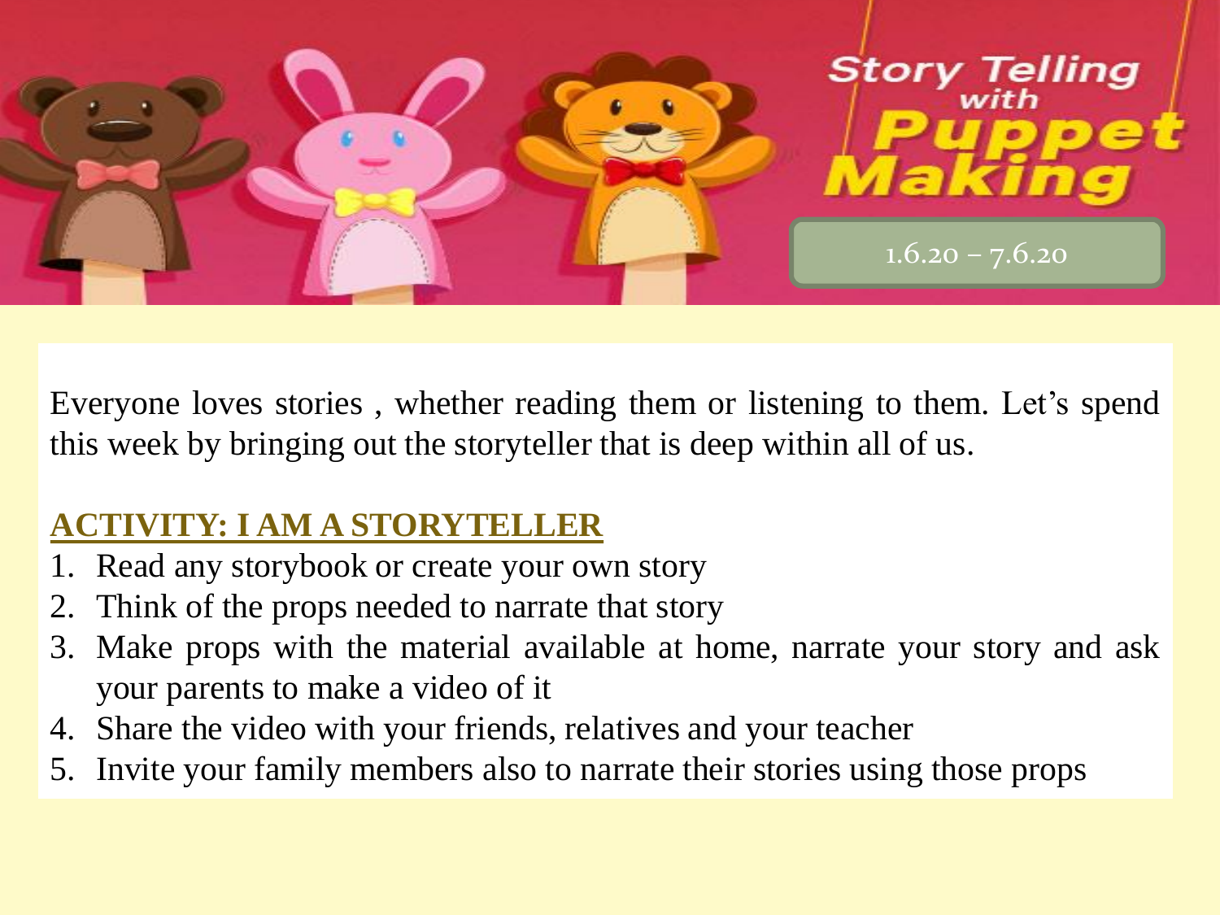# Story Telling with Puppet Making

1.6.20 – 7.6.20

Everyone loves stories , whether reading them or listening to them. Let's spend this week by bringing out the storyteller that is deep within all of us.

**ACTIVITY: I AM A STORYTELLER**

1. Read any storybook or create your own story
2. Think of the props needed to narrate that story
3. Make props with the material available at home, narrate your story and ask your parents to make a video of it
4. Share the video with your friends, relatives and your teacher
5. Invite your family members also to narrate their stories using those props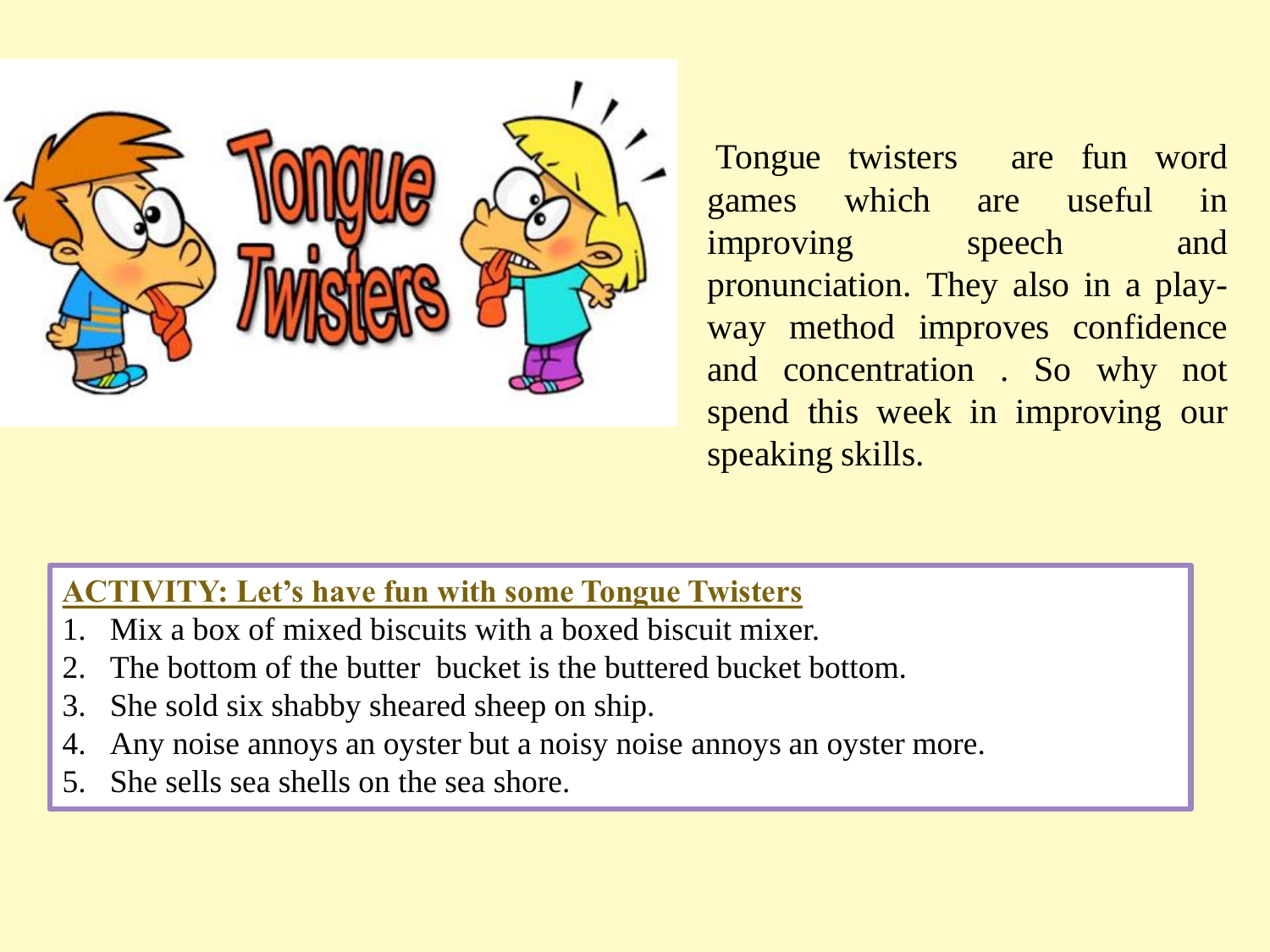Tongue twisters are fun word games which are useful in improving speech and pronunciation. They also in a play-way method improves confidence and concentration . So why not spend this week in improving our speaking skills.

**ACTIVITY: Let's have fun with some Tongue Twisters**

1. Mix a box of mixed biscuits with a boxed biscuit mixer.
2. The bottom of the butter bucket is the buttered bucket bottom.
3. She sold six shabby sheared sheep on ship.
4. Any noise annoys an oyster but a noisy noise annoys an oyster more.
5. She sells sea shells on the sea shore.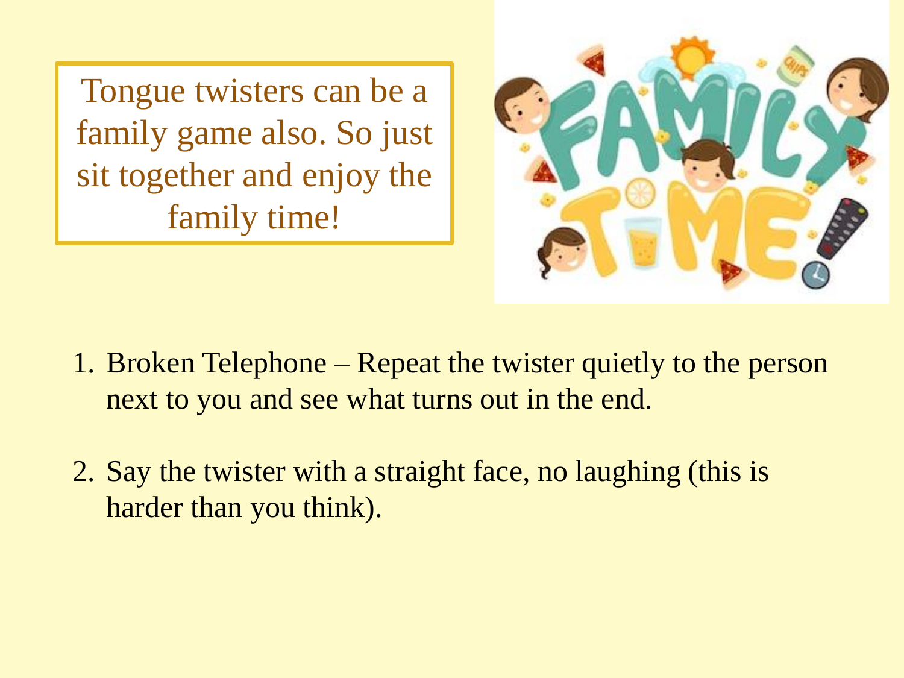Tongue twisters can be a family game also. So just sit together and enjoy the family time!

1. Broken Telephone – Repeat the twister quietly to the person next to you and see what turns out in the end.

2. Say the twister with a straight face, no laughing (this is harder than you think).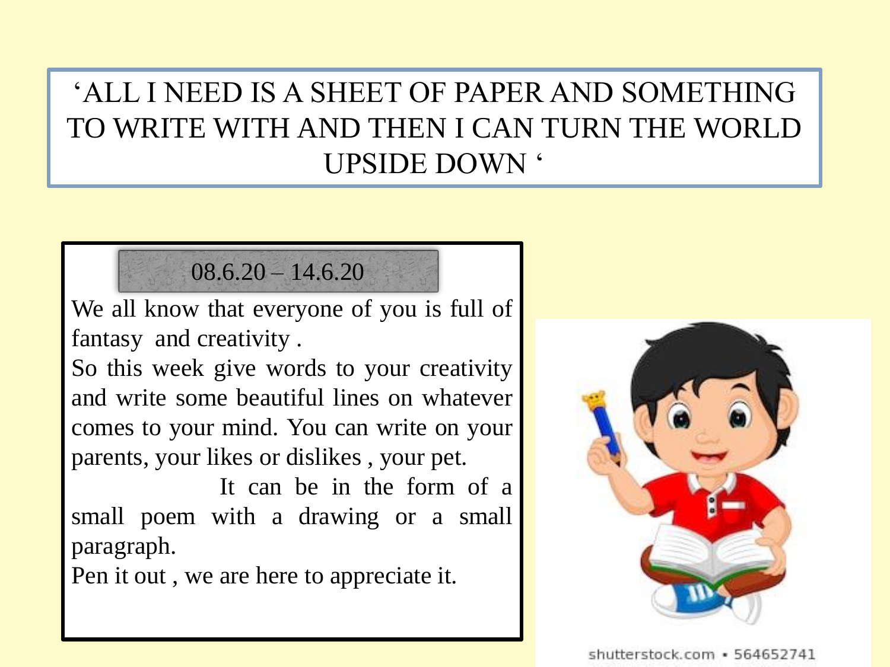# 'ALL I NEED IS A SHEET OF PAPER AND SOMETHING TO WRITE WITH AND THEN I CAN TURN THE WORLD UPSIDE DOWN '

**08.6.20 – 14.6.20**

We all know that everyone of you is full of fantasy and creativity .

So this week give words to your creativity and write some beautiful lines on whatever comes to your mind. You can write on your parents, your likes or dislikes , your pet.

It can be in the form of a small poem with a drawing or a small paragraph.

Pen it out , we are here to appreciate it.

shutterstock.com • 564652741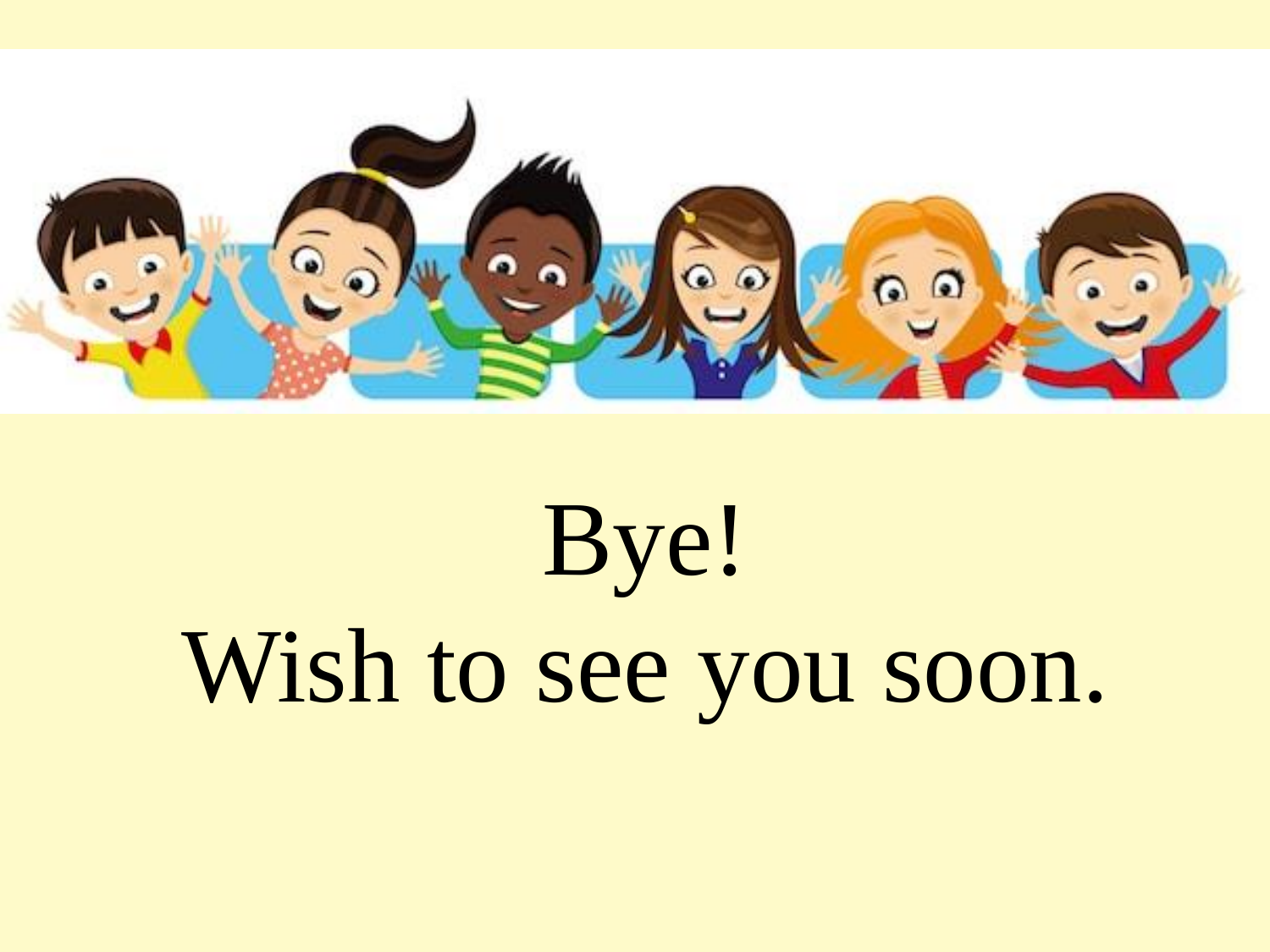Bye!

Wish to see you soon.